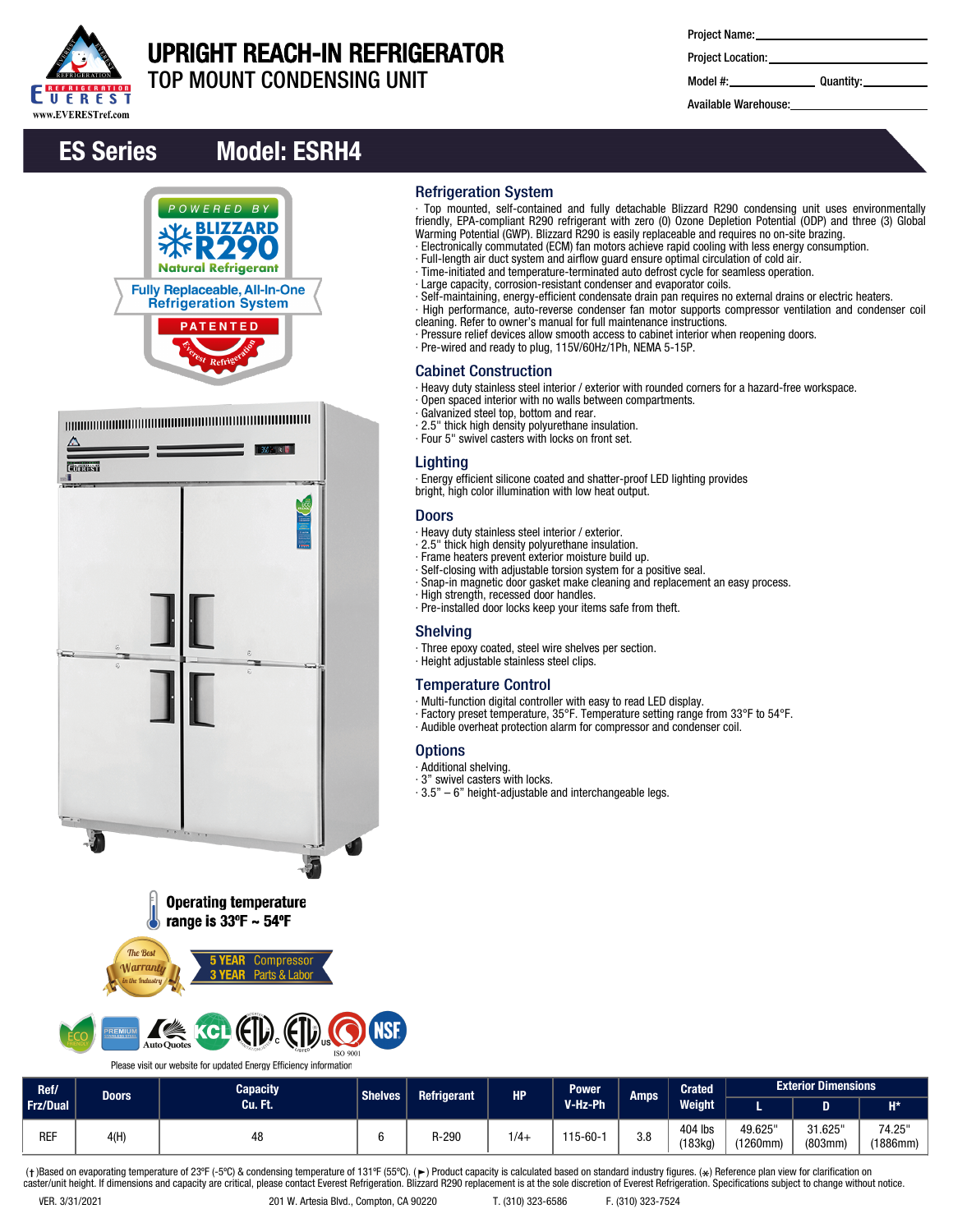# UPRIGHT REACH-IN REFRIGERATOR

## TOP MOUNT CONDENSING UNIT

Project Name:

Project Location:

Model #: Quantity:

Available Warehouse:

## ES Series Model: ESRH4

POWERED BY BLIZZARD R290 Natural Refrigerant

Fully Replaceable, All-In-One Refrigeration System

PATENTED

### Refrigeration System

· Top mounted, self-contained and fully detachable Blizzard R290 condensing unit uses environmentally friendly, EPA-compliant R290 refrigerant with zero (0) Ozone Depletion Potential (ODP) and three (3) Global Warming Potential (GWP). Blizzard R290 is easily replaceable and requires no on-site brazing.
· Electronically commutated (ECM) fan motors achieve rapid cooling with less energy consumption.
· Full-length air duct system and airflow guard ensure optimal circulation of cold air.
· Time-initiated and temperature-terminated auto defrost cycle for seamless operation.
· Large capacity, corrosion-resistant condenser and evaporator coils.
· Self-maintaining, energy-efficient condensate drain pan requires no external drains or electric heaters.
· High performance, auto-reverse condenser fan motor supports compressor ventilation and condenser coil cleaning. Refer to owner's manual for full maintenance instructions.
· Pressure relief devices allow smooth access to cabinet interior when reopening doors.
· Pre-wired and ready to plug, 115V/60Hz/1Ph, NEMA 5-15P.

### Cabinet Construction

· Heavy duty stainless steel interior / exterior with rounded corners for a hazard-free workspace.
· Open spaced interior with no walls between compartments.
· Galvanized steel top, bottom and rear.
· 2.5" thick high density polyurethane insulation.
· Four 5" swivel casters with locks on front set.

### Lighting

· Energy efficient silicone coated and shatter-proof LED lighting provides bright, high color illumination with low heat output.

### Doors

· Heavy duty stainless steel interior / exterior.
· 2.5" thick high density polyurethane insulation.
· Frame heaters prevent exterior moisture build up.
· Self-closing with adjustable torsion system for a positive seal.
· Snap-in magnetic door gasket make cleaning and replacement an easy process.
· High strength, recessed door handles.
· Pre-installed door locks keep your items safe from theft.

### Shelving

· Three epoxy coated, steel wire shelves per section.
· Height adjustable stainless steel clips.

### Temperature Control

· Multi-function digital controller with easy to read LED display.
· Factory preset temperature, 35°F. Temperature setting range from 33°F to 54°F.
· Audible overheat protection alarm for compressor and condenser coil.

### Options

· Additional shelving.
· 3" swivel casters with locks.
· 3.5" – 6" height-adjustable and interchangeable legs.

**Operating temperature range is 33ºF ~ 54ºF**

The Best Warranty in the Industry — **5 YEAR** Compressor, **3 YEAR** Parts & Labor

Please visit our website for updated Energy Efficiency information

| Ref/ Frz/Dual | Doors | Capacity Cu. Ft. | Shelves | Refrigerant | HP | Power V-Hz-Ph | Amps | Crated Weight | Exterior Dimensions | | |
|---|---|---|---|---|---|---|---|---|---|---|---|
| | | | | | | | | | L | D | H* |
| REF | 4(H) | 48 | 6 | R-290 | 1/4+ | 115-60-1 | 3.8 | 404 lbs (183kg) | 49.625" (1260mm) | 31.625" (803mm) | 74.25" (1886mm) |

(†)Based on evaporating temperature of 23ºF (-5ºC) & condensing temperature of 131ºF (55ºC). (►) Product capacity is calculated based on standard industry figures. (⁎) Reference plan view for clarification on caster/unit height. If dimensions and capacity are critical, please contact Everest Refrigeration. Blizzard R290 replacement is at the sole discretion of Everest Refrigeration. Specifications subject to change without notice.

VER. 3/31/2021 201 W. Artesia Blvd., Compton, CA 90220 T. (310) 323-6586 F. (310) 323-7524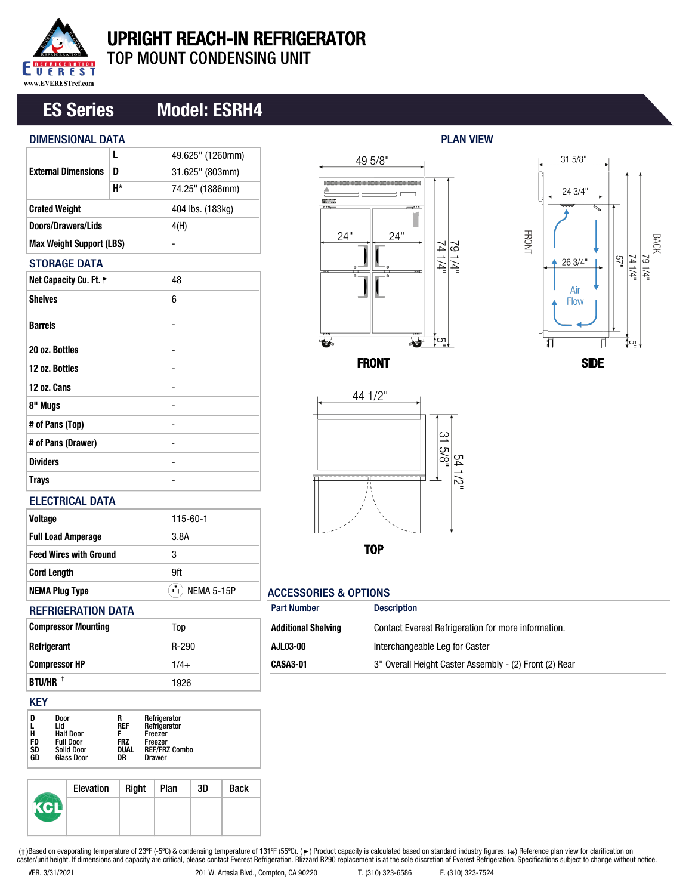# UPRIGHT REACH-IN REFRIGERATOR

TOP MOUNT CONDENSING UNIT

## ES Series Model: ESRH4

### DIMENSIONAL DATA

| | | |
|---|---|---|
| External Dimensions | L | 49.625" (1260mm) |
| | D | 31.625" (803mm) |
| | H* | 74.25" (1886mm) |
| Crated Weight | | 404 lbs. (183kg) |
| Doors/Drawers/Lids | | 4(H) |
| Max Weight Support (LBS) | | - |

### STORAGE DATA

| | |
|---|---|
| Net Capacity Cu. Ft. ► | 48 |
| Shelves | 6 |
| Barrels | - |
| 20 oz. Bottles | - |
| 12 oz. Bottles | - |
| 12 oz. Cans | - |
| 8" Mugs | - |
| # of Pans (Top) | - |
| # of Pans (Drawer) | - |
| Dividers | - |
| Trays | - |

### ELECTRICAL DATA

| | |
|---|---|
| Voltage | 115-60-1 |
| Full Load Amperage | 3.8A |
| Feed Wires with Ground | 3 |
| Cord Length | 9ft |
| NEMA Plug Type | NEMA 5-15P |

### REFRIGERATION DATA

| | |
|---|---|
| Compressor Mounting | Top |
| Refrigerant | R-290 |
| Compressor HP | 1/4+ |
| BTU/HR † | 1926 |

### KEY

| | | | |
|---|---|---|---|
| D | Door | R | Refrigerator |
| L | Lid | REF | Refrigerator |
| H | Half Door | F | Freezer |
| FD | Full Door | FRZ | Freezer |
| SD | Solid Door | DUAL | REF/FRZ Combo |
| GD | Glass Door | DR | Drawer |

| KCL | Elevation | Right | Plan | 3D | Back |
|---|---|---|---|---|---|
| | | | | | |

### PLAN VIEW

FRONT: 49 5/8", 24", 24", 74 1/4", 79 1/4", 5"

SIDE: 31 5/8", 24 3/4", 26 3/4", 57", 74 1/4", 79 1/4", 5", FRONT, BACK, Air Flow

TOP: 44 1/2", 31 5/8", 54 1/2"

### ACCESSORIES & OPTIONS

| Part Number | Description |
|---|---|
| Additional Shelving | Contact Everest Refrigeration for more information. |
| AJL03-00 | Interchangeable Leg for Caster |
| CASA3-01 | 3" Overall Height Caster Assembly - (2) Front (2) Rear |

(†)Based on evaporating temperature of 23℉ (-5℃) & condensing temperature of 131℉ (55℃). (►) Product capacity is calculated based on standard industry figures. (*) Reference plan view for clarification on caster/unit height. If dimensions and capacity are critical, please contact Everest Refrigeration. Blizzard R290 replacement is at the sole discretion of Everest Refrigeration. Specifications subject to change without notice.

VER. 3/31/2021 201 W. Artesia Blvd., Compton, CA 90220 T. (310) 323-6586 F. (310) 323-7524